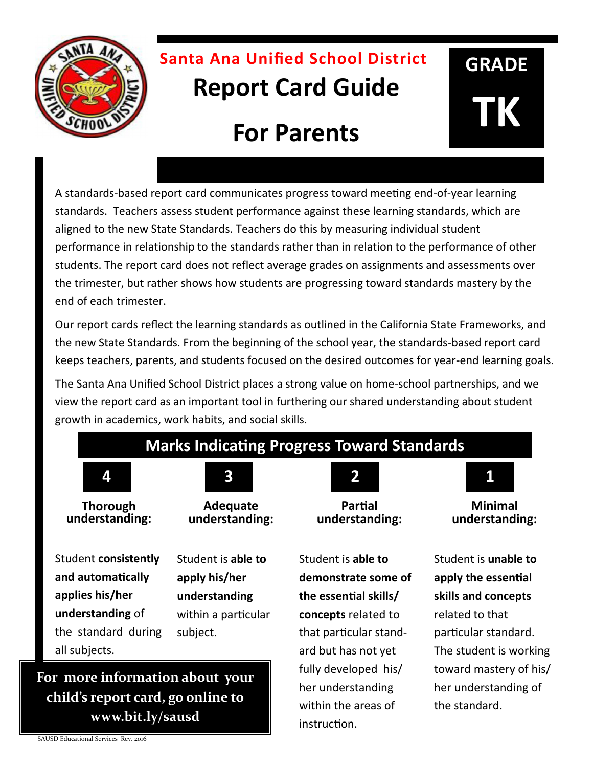# Santa Ana Unified School District

# Report Card Guide For Parents

## GRADE TK

A standards-based report card communicates progress toward meeting end-of-year learning standards. Teachers assess student performance against these learning standards, which are aligned to the new State Standards. Teachers do this by measuring individual student performance in relationship to the standards rather than in relation to the performance of other students. The report card does not reflect average grades on assignments and assessments over the trimester, but rather shows how students are progressing toward standards mastery by the end of each trimester.

Our report cards reflect the learning standards as outlined in the California State Frameworks, and the new State Standards. From the beginning of the school year, the standards-based report card keeps teachers, parents, and students focused on the desired outcomes for year-end learning goals.

The Santa Ana Unified School District places a strong value on home-school partnerships, and we view the report card as an important tool in furthering our shared understanding about student growth in academics, work habits, and social skills.

## Marks Indicating Progress Toward Standards

| 4 | 3 | 2 | 1 |
|---|---|---|---|
| **Thorough understanding:** | **Adequate understanding:** | **Partial understanding:** | **Minimal understanding:** |
| Student **consistently and automatically applies his/her understanding** of the standard during all subjects. | Student is **able to apply his/her understanding** within a particular subject. | Student is **able to demonstrate some of the essential skills/ concepts** related to that particular standard but has not yet fully developed his/ her understanding within the areas of instruction. | Student is **unable to apply the essential skills and concepts** related to that particular standard. The student is working toward mastery of his/ her understanding of the standard. |

**For more information about your child's report card, go online to www.bit.ly/sausd**

SAUSD Educational Services Rev. 2016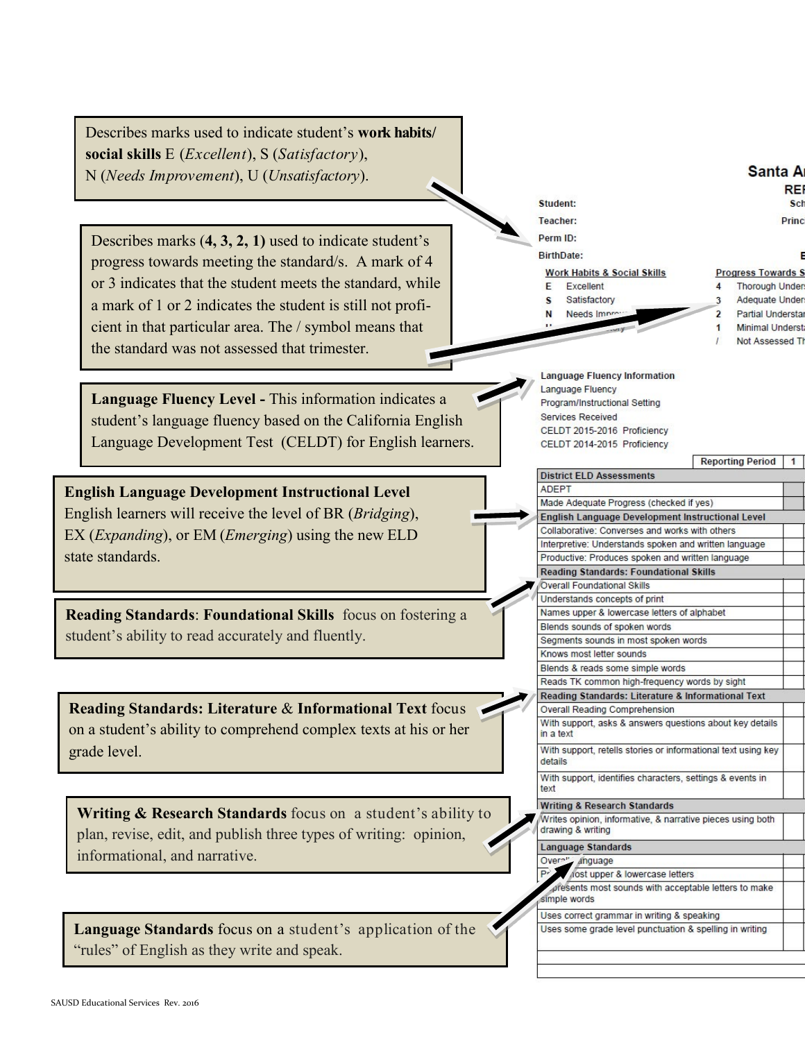Describes marks used to indicate student's **work habits/ social skills** E (*Excellent*), S (*Satisfactory*), N (*Needs Improvement*), U (*Unsatisfactory*).

Describes marks (**4, 3, 2, 1)** used to indicate student's progress towards meeting the standard/s. A mark of 4 or 3 indicates that the student meets the standard, while a mark of 1 or 2 indicates the student is still not proficient in that particular area. The / symbol means that the standard was not assessed that trimester.

**Language Fluency Level -** This information indicates a student's language fluency based on the California English Language Development Test (CELDT) for English learners.

**English Language Development Instructional Level**
English learners will receive the level of BR (*Bridging*), EX (*Expanding*), or EM (*Emerging*) using the new ELD state standards.

**Reading Standards**: **Foundational Skills** focus on fostering a student's ability to read accurately and fluently.

**Reading Standards: Literature** & **Informational Text** focus on a student's ability to comprehend complex texts at his or her grade level.

**Writing & Research Standards** focus on a student's ability to plan, revise, edit, and publish three types of writing: opinion, informational, and narrative.

**Language Standards** focus on a student's application of the "rules" of English as they write and speak.

---

Santa Ar...
REF...

Student: Sch...
Teacher: Princ...
Perm ID:
BirthDate:

| Work Habits & Social Skills | | Progress Towards S... | |
|---|---|---|---|
| E | Excellent | 4 | Thorough Unders... |
| S | Satisfactory | 3 | Adequate Unders... |
| N | Needs Impro... | 2 | Partial Understan... |
| U | ...tory | 1 | Minimal Underst... |
| | | / | Not Assessed Th... |

**Language Fluency Information**
Language Fluency
Program/Instructional Setting
Services Received
CELDT 2015-2016 Proficiency
CELDT 2014-2015 Proficiency

| Reporting Period | 1 |
|---|---|
| **District ELD Assessments** | |
| ADEPT | |
| Made Adequate Progress (checked if yes) | |
| **English Language Development Instructional Level** | |
| Collaborative: Converses and works with others | |
| Interpretive: Understands spoken and written language | |
| Productive: Produces spoken and written language | |
| **Reading Standards: Foundational Skills** | |
| Overall Foundational Skills | |
| Understands concepts of print | |
| Names upper & lowercase letters of alphabet | |
| Blends sounds of spoken words | |
| Segments sounds in most spoken words | |
| Knows most letter sounds | |
| Blends & reads some simple words | |
| Reads TK common high-frequency words by sight | |
| **Reading Standards: Literature & Informational Text** | |
| Overall Reading Comprehension | |
| With support, asks & answers questions about key details in a text | |
| With support, retells stories or informational text using key details | |
| With support, identifies characters, settings & events in text | |
| **Writing & Research Standards** | |
| Writes opinion, informative, & narrative pieces using both drawing & writing | |
| **Language Standards** | |
| Overall Language | |
| Pr... most upper & lowercase letters | |
| ...presents most sounds with acceptable letters to make simple words | |
| Uses correct grammar in writing & speaking | |
| Uses some grade level punctuation & spelling in writing | |
| | |
| | |

SAUSD Educational Services Rev. 2016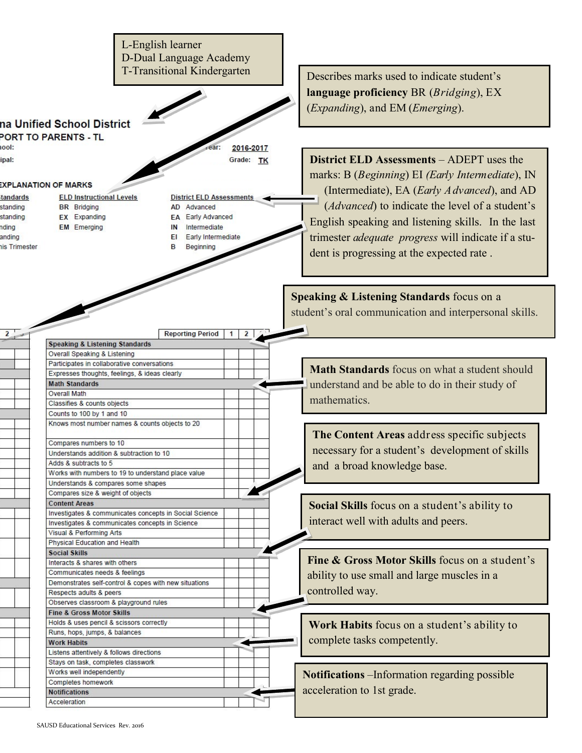L-English learner
D-Dual Language Academy
T-Transitional Kindergarten

Describes marks used to indicate student's **language proficiency** BR (*Bridging*), EX (*Expanding*), and EM (*Emerging*).

**District ELD Assessments** – ADEPT uses the marks: B (*Beginning*) EI (*Early Intermediate*), IN (Intermediate), EA (*Early Advanced*), and AD (*Advanced*) to indicate the level of a student's English speaking and listening skills. In the last trimester *adequate progress* will indicate if a student is progressing at the expected rate .

na Unified School District
PORT TO PARENTS - TL

hool:
ipal:

Year: 2016-2017
Grade: TK

EXPLANATION OF MARKS

| tandards | ELD Instructional Levels | District ELD Assessments |
|---|---|---|
| standing | BR Bridging | AD Advanced |
| standing | EX Expanding | EA Early Advanced |
| nding | EM Emerging | IN Intermediate |
| anding | | EI Early Intermediate |
| is Trimester | | B Beginning |

| Reporting Period | 1 | 2 | 3 |
|---|---|---|---|
| **Speaking & Listening Standards** | | | |
| Overall Speaking & Listening | | | |
| Participates in collaborative conversations | | | |
| Expresses thoughts, feelings, & ideas clearly | | | |
| **Math Standards** | | | |
| Overall Math | | | |
| Classifies & counts objects | | | |
| Counts to 100 by 1 and 10 | | | |
| Knows most number names & counts objects to 20 | | | |
| Compares numbers to 10 | | | |
| Understands addition & subtraction to 10 | | | |
| Adds & subtracts to 5 | | | |
| Works with numbers to 19 to understand place value | | | |
| Understands & compares some shapes | | | |
| Compares size & weight of objects | | | |
| **Content Areas** | | | |
| Investigates & communicates concepts in Social Science | | | |
| Investigates & communicates concepts in Science | | | |
| Visual & Performing Arts | | | |
| Physical Education and Health | | | |
| **Social Skills** | | | |
| Interacts & shares with others | | | |
| Communicates needs & feelings | | | |
| Demonstrates self-control & copes with new situations | | | |
| Respects adults & peers | | | |
| Observes classroom & playground rules | | | |
| **Fine & Gross Motor Skills** | | | |
| Holds & uses pencil & scissors correctly | | | |
| Runs, hops, jumps, & balances | | | |
| **Work Habits** | | | |
| Listens attentively & follows directions | | | |
| Stays on task, completes classwork | | | |
| Works well independently | | | |
| Completes homework | | | |
| **Notifications** | | | |
| Acceleration | | | |

**Speaking & Listening Standards** focus on a student's oral communication and interpersonal skills.

**Math Standards** focus on what a student should understand and be able to do in their study of mathematics.

**The Content Areas** address specific subjects necessary for a student's development of skills and a broad knowledge base.

**Social Skills** focus on a student's ability to interact well with adults and peers.

**Fine & Gross Motor Skills** focus on a student's ability to use small and large muscles in a controlled way.

**Work Habits** focus on a student's ability to complete tasks competently.

**Notifications** –Information regarding possible acceleration to 1st grade.

SAUSD Educational Services Rev. 2016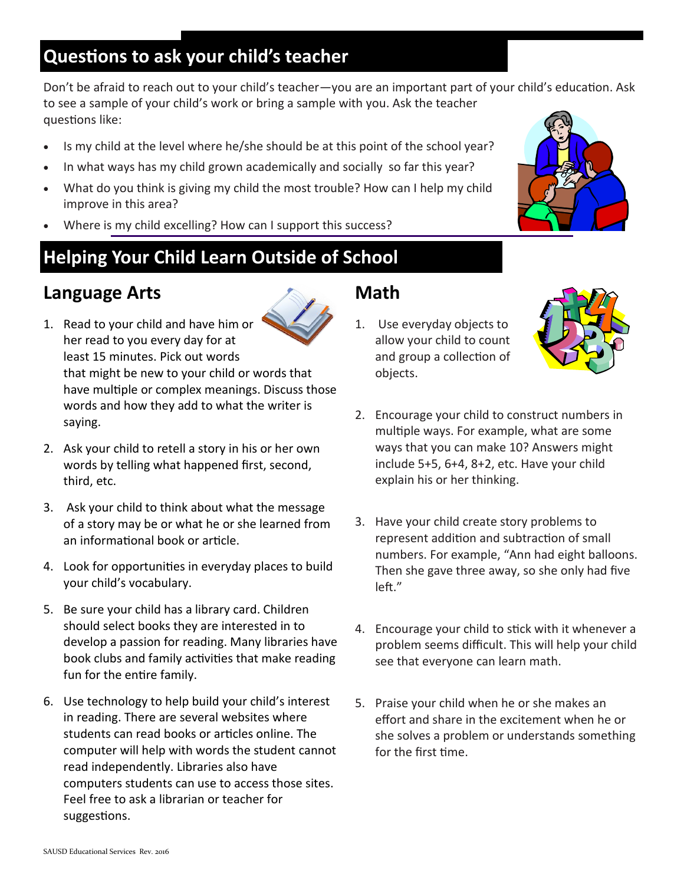## Questions to ask your child's teacher

Don't be afraid to reach out to your child's teacher—you are an important part of your child's education. Ask to see a sample of your child's work or bring a sample with you. Ask the teacher questions like:

- Is my child at the level where he/she should be at this point of the school year?
- In what ways has my child grown academically and socially so far this year?
- What do you think is giving my child the most trouble? How can I help my child improve in this area?
- Where is my child excelling? How can I support this success?

## Helping Your Child Learn Outside of School

### Language Arts

1. Read to your child and have him or her read to you every day for at least 15 minutes. Pick out words that might be new to your child or words that have multiple or complex meanings. Discuss those words and how they add to what the writer is saying.
2. Ask your child to retell a story in his or her own words by telling what happened first, second, third, etc.
3. Ask your child to think about what the message of a story may be or what he or she learned from an informational book or article.
4. Look for opportunities in everyday places to build your child's vocabulary.
5. Be sure your child has a library card. Children should select books they are interested in to develop a passion for reading. Many libraries have book clubs and family activities that make reading fun for the entire family.
6. Use technology to help build your child's interest in reading. There are several websites where students can read books or articles online. The computer will help with words the student cannot read independently. Libraries also have computers students can use to access those sites. Feel free to ask a librarian or teacher for suggestions.

### Math

1. Use everyday objects to allow your child to count and group a collection of objects.
2. Encourage your child to construct numbers in multiple ways. For example, what are some ways that you can make 10? Answers might include 5+5, 6+4, 8+2, etc. Have your child explain his or her thinking.
3. Have your child create story problems to represent addition and subtraction of small numbers. For example, "Ann had eight balloons. Then she gave three away, so she only had five left."
4. Encourage your child to stick with it whenever a problem seems difficult. This will help your child see that everyone can learn math.
5. Praise your child when he or she makes an effort and share in the excitement when he or she solves a problem or understands something for the first time.

SAUSD Educational Services Rev. 2016